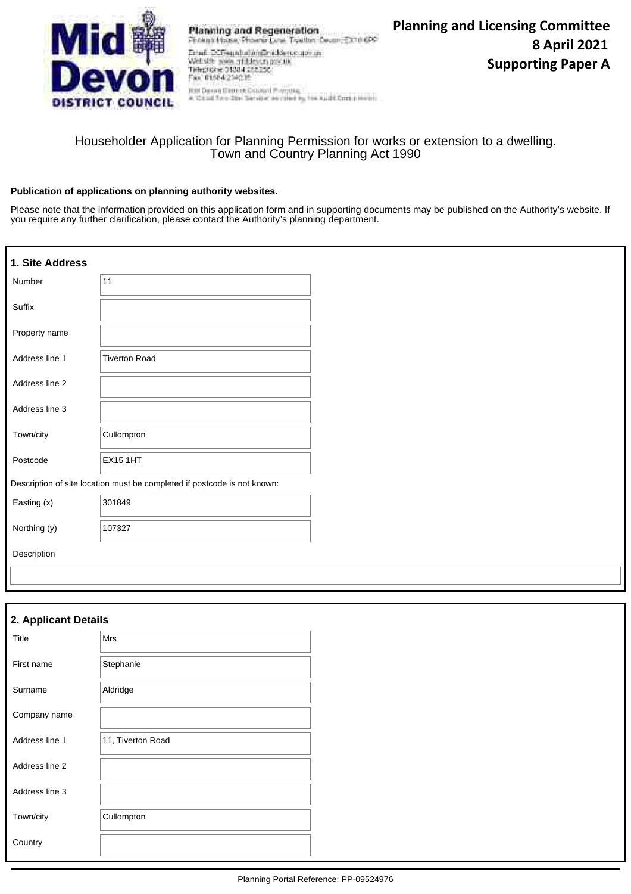**Planning and Regeneration**
Phoenix House, Phoenix Lane, Tiverton, Devon, EX16 6PP
Email: DCRegulation@middevon.gov.uk
Website: www.middevon.gov.uk
Telephone: 01884 255255
Fax: 01884 234035
Mid Devon District Council Planning
A 'Good Two-Star Service' as rated by the Audit Commission

**Planning and Licensing Committee**
**8 April 2021**
**Supporting Paper A**

Householder Application for Planning Permission for works or extension to a dwelling.
Town and Country Planning Act 1990

**Publication of applications on planning authority websites.**

Please note that the information provided on this application form and in supporting documents may be published on the Authority's website. If you require any further clarification, please contact the Authority's planning department.

## 1. Site Address

| Field | Value |
|---|---|
| Number | 11 |
| Suffix | |
| Property name | |
| Address line 1 | Tiverton Road |
| Address line 2 | |
| Address line 3 | |
| Town/city | Cullompton |
| Postcode | EX15 1HT |

Description of site location must be completed if postcode is not known:

| Field | Value |
|---|---|
| Easting (x) | 301849 |
| Northing (y) | 107327 |
| Description | |

## 2. Applicant Details

| Field | Value |
|---|---|
| Title | Mrs |
| First name | Stephanie |
| Surname | Aldridge |
| Company name | |
| Address line 1 | 11, Tiverton Road |
| Address line 2 | |
| Address line 3 | |
| Town/city | Cullompton |
| Country | |

Planning Portal Reference: PP-09524976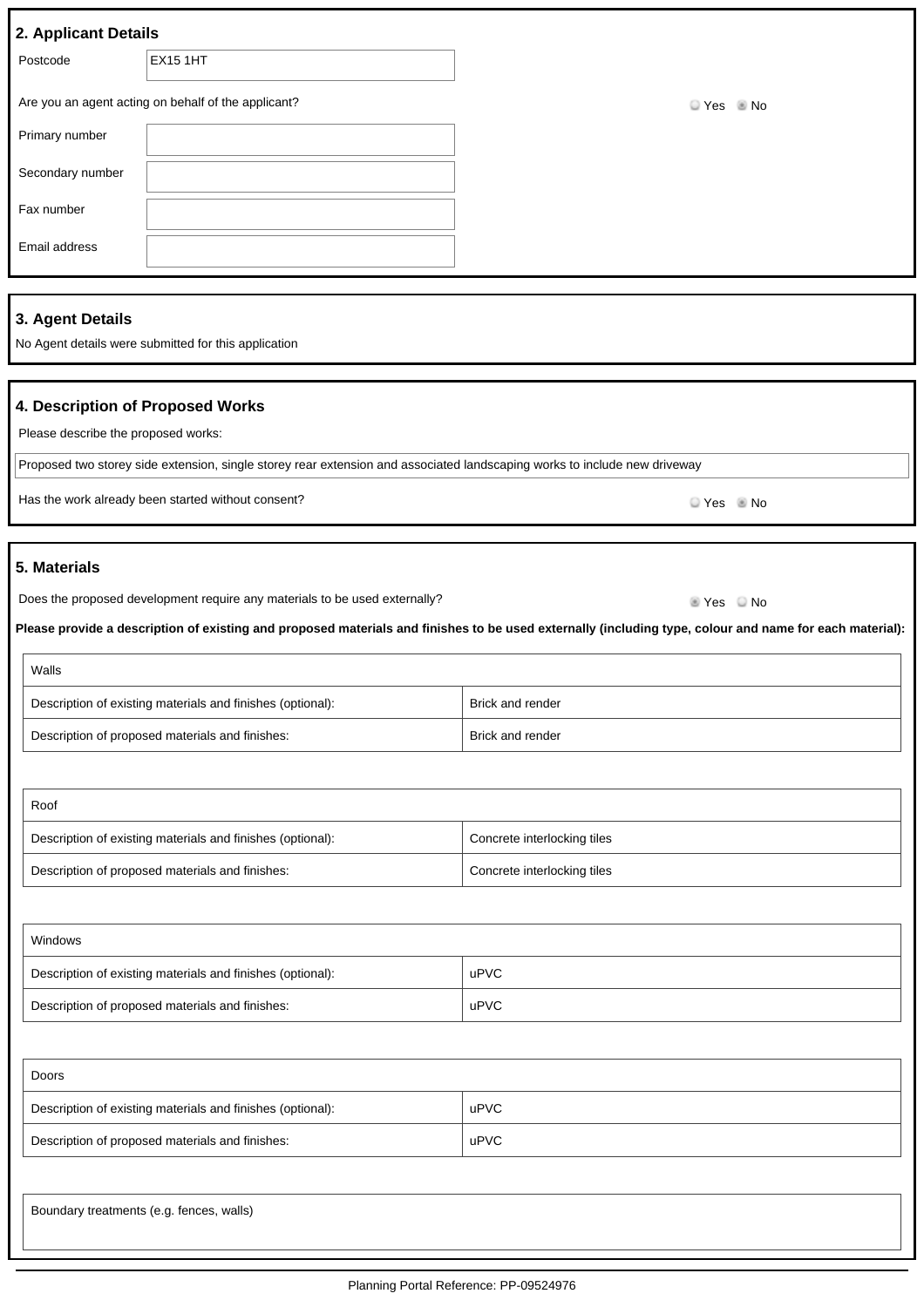## 2. Applicant Details

| | |
|---|---|
| Postcode | EX15 1HT |

Are you an agent acting on behalf of the applicant? ◯ Yes ◉ No

| | |
|---|---|
| Primary number | |
| Secondary number | |
| Fax number | |
| Email address | |

## 3. Agent Details

No Agent details were submitted for this application

## 4. Description of Proposed Works

Please describe the proposed works:

Proposed two storey side extension, single storey rear extension and associated landscaping works to include new driveway

Has the work already been started without consent? ◯ Yes ◉ No

## 5. Materials

Does the proposed development require any materials to be used externally? ◉ Yes ◯ No

**Please provide a description of existing and proposed materials and finishes to be used externally (including type, colour and name for each material):**

| Walls | |
|---|---|
| Description of existing materials and finishes (optional): | Brick and render |
| Description of proposed materials and finishes: | Brick and render |

| Roof | |
|---|---|
| Description of existing materials and finishes (optional): | Concrete interlocking tiles |
| Description of proposed materials and finishes: | Concrete interlocking tiles |

| Windows | |
|---|---|
| Description of existing materials and finishes (optional): | uPVC |
| Description of proposed materials and finishes: | uPVC |

| Doors | |
|---|---|
| Description of existing materials and finishes (optional): | uPVC |
| Description of proposed materials and finishes: | uPVC |

| Boundary treatments (e.g. fences, walls) |
|---|

Planning Portal Reference: PP-09524976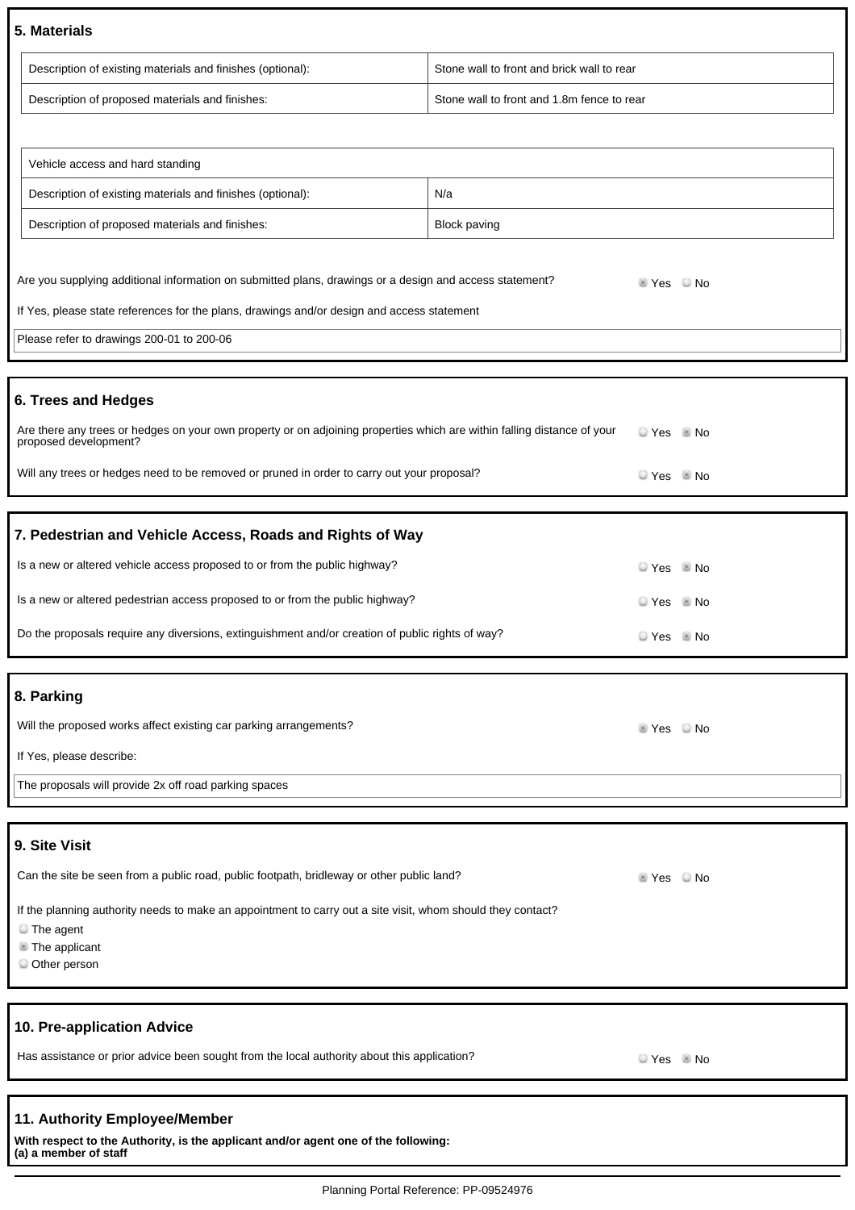## 5. Materials

| Description of existing materials and finishes (optional): | Stone wall to front and brick wall to rear |
|---|---|
| Description of proposed materials and finishes: | Stone wall to front and 1.8m fence to rear |

| Vehicle access and hard standing | |
|---|---|
| Description of existing materials and finishes (optional): | N/a |
| Description of proposed materials and finishes: | Block paving |

Are you supplying additional information on submitted plans, drawings or a design and access statement? ◉ Yes ○ No

If Yes, please state references for the plans, drawings and/or design and access statement

Please refer to drawings 200-01 to 200-06

## 6. Trees and Hedges

Are there any trees or hedges on your own property or on adjoining properties which are within falling distance of your proposed development? ○ Yes ◉ No

Will any trees or hedges need to be removed or pruned in order to carry out your proposal? ○ Yes ◉ No

## 7. Pedestrian and Vehicle Access, Roads and Rights of Way

Is a new or altered vehicle access proposed to or from the public highway? ○ Yes ◉ No

Is a new or altered pedestrian access proposed to or from the public highway? ○ Yes ◉ No

Do the proposals require any diversions, extinguishment and/or creation of public rights of way? ○ Yes ◉ No

## 8. Parking

Will the proposed works affect existing car parking arrangements? ◉ Yes ○ No

If Yes, please describe:

The proposals will provide 2x off road parking spaces

## 9. Site Visit

Can the site be seen from a public road, public footpath, bridleway or other public land? ◉ Yes ○ No

If the planning authority needs to make an appointment to carry out a site visit, whom should they contact?

○ The agent
◉ The applicant
○ Other person

## 10. Pre-application Advice

Has assistance or prior advice been sought from the local authority about this application? ○ Yes ◉ No

## 11. Authority Employee/Member

**With respect to the Authority, is the applicant and/or agent one of the following:**
**(a) a member of staff**

Planning Portal Reference: PP-09524976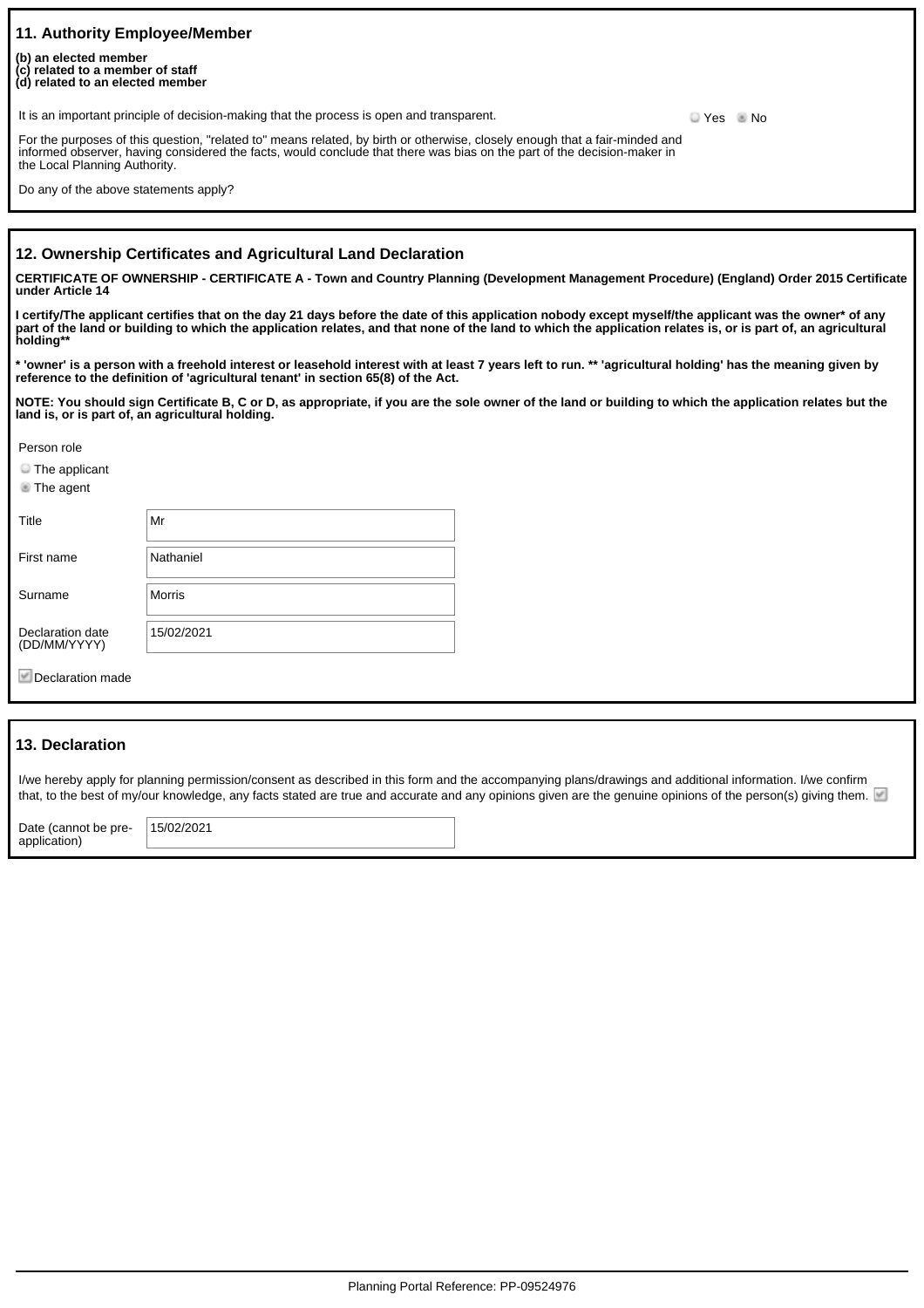## 11. Authority Employee/Member

**(b) an elected member**
**(c) related to a member of staff**
**(d) related to an elected member**

It is an important principle of decision-making that the process is open and transparent.

For the purposes of this question, "related to" means related, by birth or otherwise, closely enough that a fair-minded and informed observer, having considered the facts, would conclude that there was bias on the part of the decision-maker in the Local Planning Authority.

Do any of the above statements apply?

○ Yes ● No

## 12. Ownership Certificates and Agricultural Land Declaration

**CERTIFICATE OF OWNERSHIP - CERTIFICATE A - Town and Country Planning (Development Management Procedure) (England) Order 2015 Certificate under Article 14**

**I certify/The applicant certifies that on the day 21 days before the date of this application nobody except myself/the applicant was the owner* of any part of the land or building to which the application relates, and that none of the land to which the application relates is, or is part of, an agricultural holding****

*** 'owner' is a person with a freehold interest or leasehold interest with at least 7 years left to run. ** 'agricultural holding' has the meaning given by reference to the definition of 'agricultural tenant' in section 65(8) of the Act.**

**NOTE: You should sign Certificate B, C or D, as appropriate, if you are the sole owner of the land or building to which the application relates but the land is, or is part of, an agricultural holding.**

Person role

○ The applicant
● The agent

| | |
|---|---|
| Title | Mr |
| First name | Nathaniel |
| Surname | Morris |
| Declaration date (DD/MM/YYYY) | 15/02/2021 |

☑ Declaration made

## 13. Declaration

I/we hereby apply for planning permission/consent as described in this form and the accompanying plans/drawings and additional information. I/we confirm that, to the best of my/our knowledge, any facts stated are true and accurate and any opinions given are the genuine opinions of the person(s) giving them. ☑

| | |
|---|---|
| Date (cannot be pre-application) | 15/02/2021 |

Planning Portal Reference: PP-09524976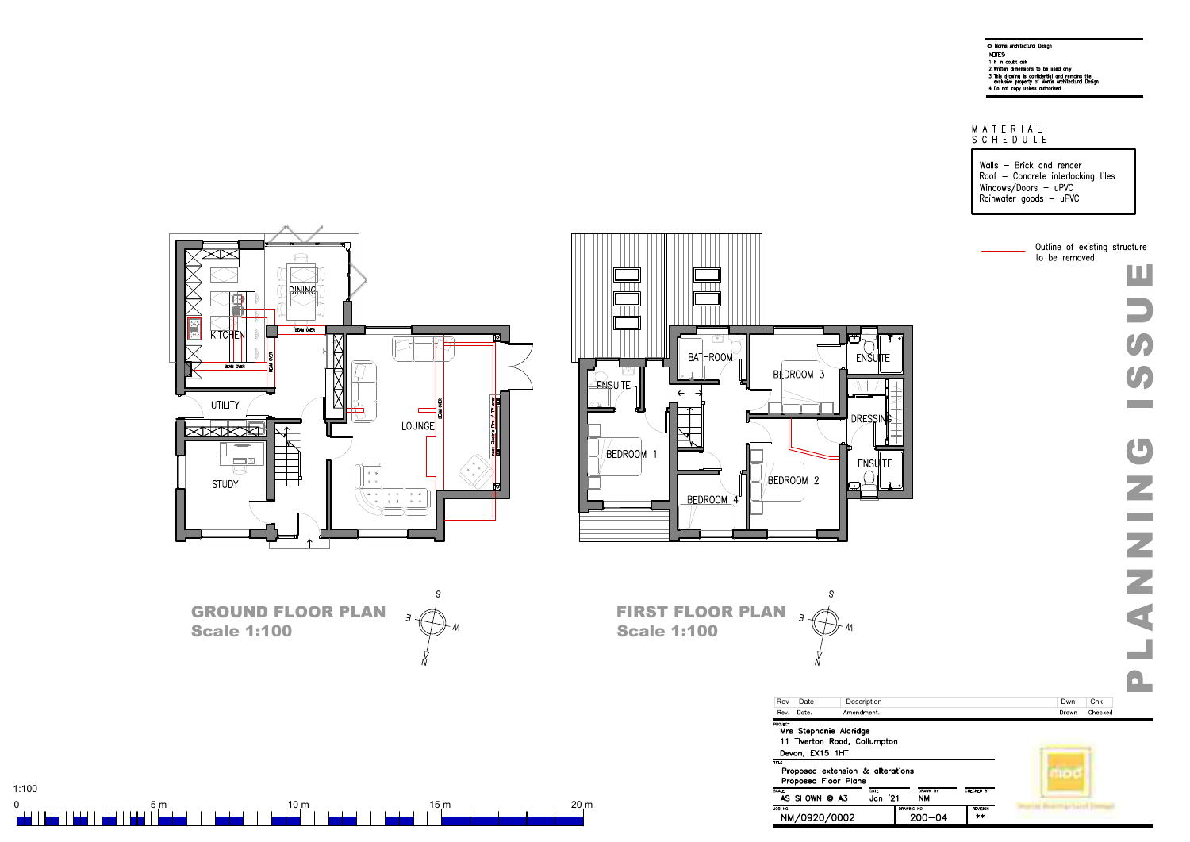© Morris Architectural Design

NOTES:

1. If in doubt ask
2. Written dimensions to be used only
3. This drawing is confidential and remains the exclusive property of Morris Architectural Design
4. Do not copy unless authorised.

## MATERIAL SCHEDULE

Walls – Brick and render
Roof – Concrete interlocking tiles
Windows/Doors – uPVC
Rainwater goods – uPVC

Outline of existing structure to be removed

# PLANNING ISSUE

KITCHEN
DINING
BEAM OVER
UTILITY
STUDY
LOUNGE

## GROUND FLOOR PLAN
Scale 1:100

BATHROOM
ENSUITE
BEDROOM 1
BEDROOM 3
ENSUITE
DRESSING
ENSUITE
BEDROOM 2
BEDROOM 4

## FIRST FLOOR PLAN
Scale 1:100

1:100

0 5 m 10 m 15 m 20 m

| Rev | Date | Description | Dwn | Chk |
|---|---|---|---|---|
| Rev. | Date. | Amendment. | Drawn | Checked |

PROJECT
Mrs Stephanie Aldridge
11 Tiverton Road, Cullompton
Devon, EX15 1HT

TITLE
Proposed extension & alterations
Proposed Floor Plans

| SCALE | DATE | DRAWN BY | CHECKED BY |
|---|---|---|---|
| AS SHOWN @ A3 | Jan '21 | NM | |

| JOB NO. | DRAWING NO. | REVISION |
|---|---|---|
| NM/0920/0002 | 200–04 | ** |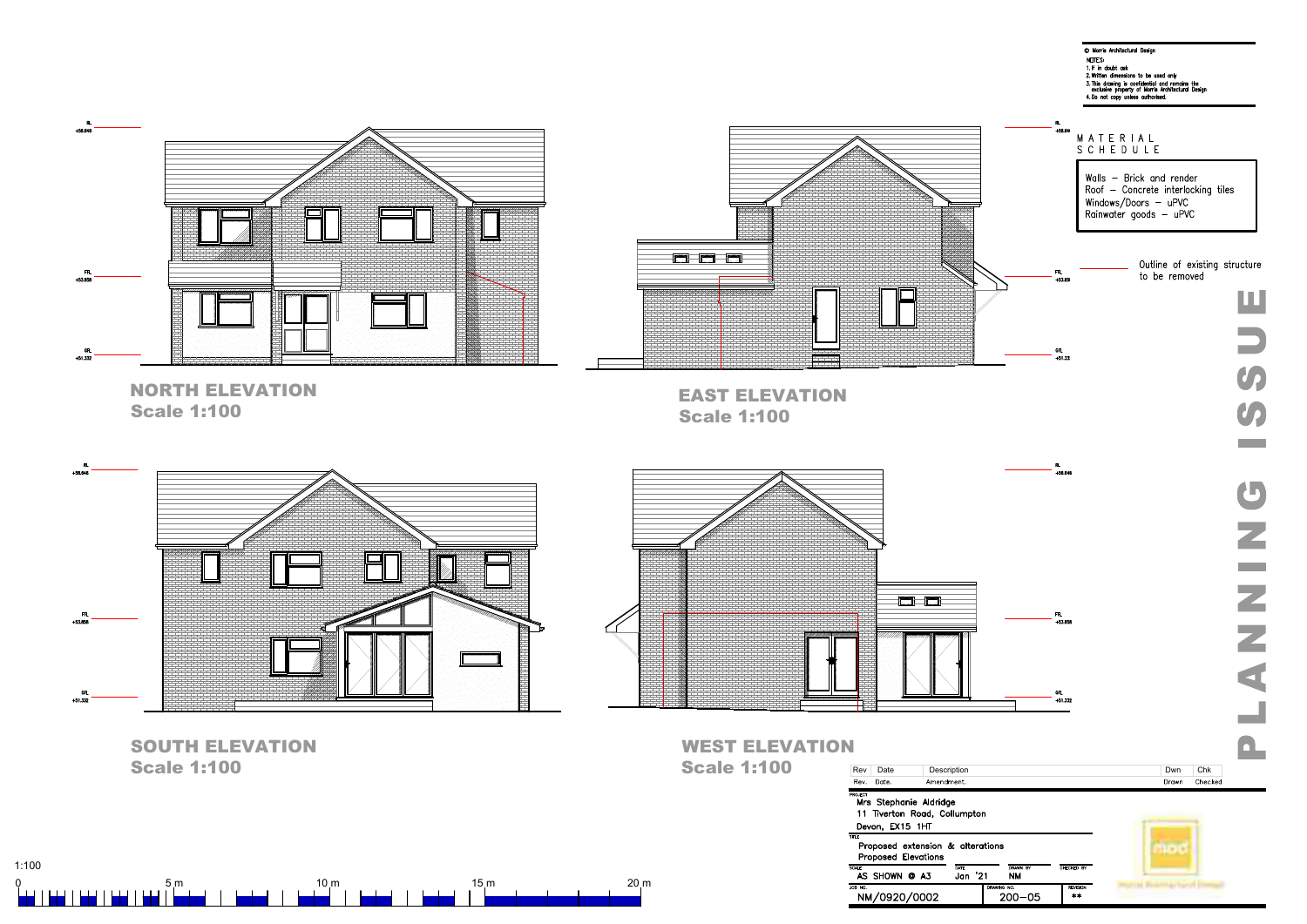© Morris Architectural Design

NOTES:
1. If in doubt ask
2. Written dimensions to be used only
3. This drawing is confidential and remains the exclusive property of Morris Architectural Design
4. Do not copy unless authorised.

RL +56.846

FFL +53.858

GFL +51.332

## NORTH ELEVATION
**Scale 1:100**

## EAST ELEVATION
**Scale 1:100**

## SOUTH ELEVATION
**Scale 1:100**

## WEST ELEVATION
**Scale 1:100**

MATERIAL SCHEDULE

- Walls – Brick and render
- Roof – Concrete interlocking tiles
- Windows/Doors – uPVC
- Rainwater goods – uPVC

Outline of existing structure to be removed

**PLANNING ISSUE**

1:100

0 5 m 10 m 15 m 20 m

| Rev | Date | Description | Dwn | Chk |
|---|---|---|---|---|
| Rev. | Date. | Amendment. | Drawn | Checked |

PROJECT
Mrs Stephanie Aldridge
11 Tiverton Road, Cullompton
Devon, EX15 1HT

TITLE
Proposed extension & alterations
Proposed Elevations

| SCALE | DATE | DRAWN BY | CHECKED BY |
|---|---|---|---|
| AS SHOWN @ A3 | Jan '21 | NM | |

| JOB NO. | DRAWING NO. | REVISION |
|---|---|---|
| NM/0920/0002 | 200–05 | ** |

mad
Morris Architectural Design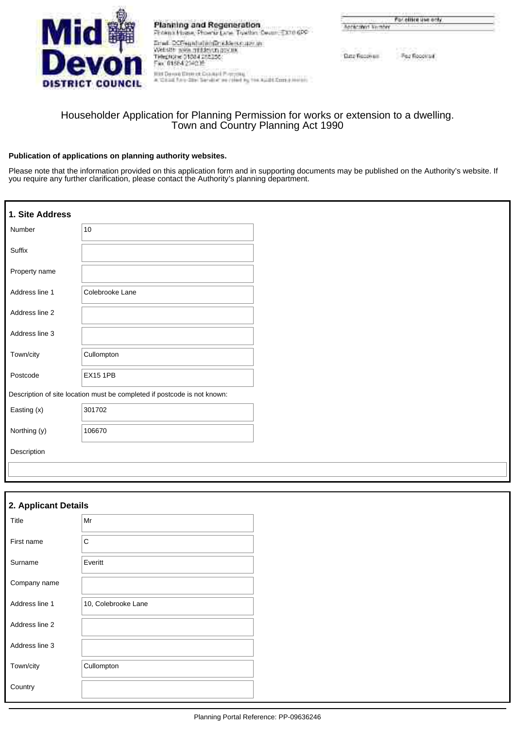**Mid Devon DISTRICT COUNCIL**

**Planning and Regeneration**
Phoenix House, Phoenix Lane, Tiverton, Devon, EX16 6PP
Email: DCFrepresentation@middevon.gov.uk
Website: www.middevon.gov.uk
Telephone: 01884 255255
Fax: 01884 234035
Mid Devon District Council Planning
A 'Good Two-Star Service' as rated by the Audit Commission

| For office use only | |
|---|---|
| Application Number | |
| Date Received | Fee Received |

Householder Application for Planning Permission for works or extension to a dwelling.
Town and Country Planning Act 1990

**Publication of applications on planning authority websites.**

Please note that the information provided on this application form and in supporting documents may be published on the Authority's website. If you require any further clarification, please contact the Authority's planning department.

## 1. Site Address

| | |
|---|---|
| Number | 10 |
| Suffix | |
| Property name | |
| Address line 1 | Colebrooke Lane |
| Address line 2 | |
| Address line 3 | |
| Town/city | Cullompton |
| Postcode | EX15 1PB |

Description of site location must be completed if postcode is not known:

| | |
|---|---|
| Easting (x) | 301702 |
| Northing (y) | 106670 |
| Description | |

## 2. Applicant Details

| | |
|---|---|
| Title | Mr |
| First name | C |
| Surname | Everitt |
| Company name | |
| Address line 1 | 10, Colebrooke Lane |
| Address line 2 | |
| Address line 3 | |
| Town/city | Cullompton |
| Country | |

Planning Portal Reference: PP-09636246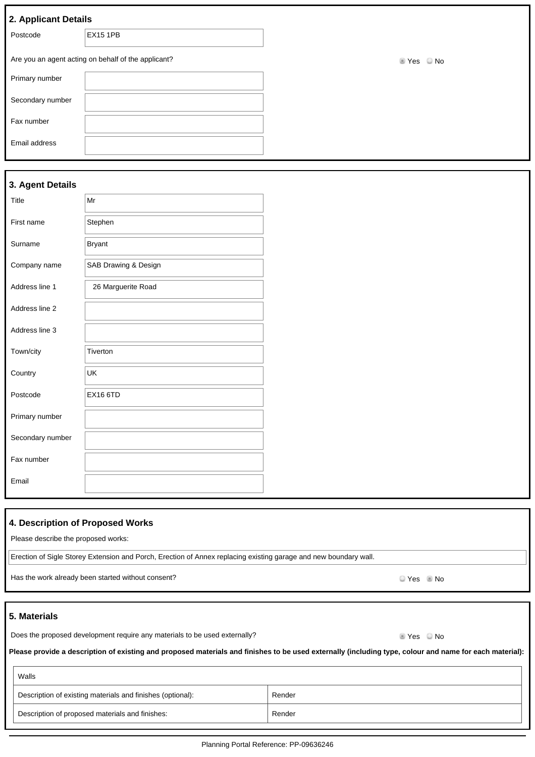## 2. Applicant Details

| | |
|---|---|
| Postcode | EX15 1PB |

Are you an agent acting on behalf of the applicant? ◉ Yes ○ No

| | |
|---|---|
| Primary number | |
| Secondary number | |
| Fax number | |
| Email address | |

## 3. Agent Details

| | |
|---|---|
| Title | Mr |
| First name | Stephen |
| Surname | Bryant |
| Company name | SAB Drawing & Design |
| Address line 1 | 26 Marguerite Road |
| Address line 2 | |
| Address line 3 | |
| Town/city | Tiverton |
| Country | UK |
| Postcode | EX16 6TD |
| Primary number | |
| Secondary number | |
| Fax number | |
| Email | |

## 4. Description of Proposed Works

Please describe the proposed works:

Erection of Sigle Storey Extension and Porch, Erection of Annex replacing existing garage and new boundary wall.

Has the work already been started without consent? ○ Yes ◉ No

## 5. Materials

Does the proposed development require any materials to be used externally? ◉ Yes ○ No

**Please provide a description of existing and proposed materials and finishes to be used externally (including type, colour and name for each material):**

| Walls | |
|---|---|
| Description of existing materials and finishes (optional): | Render |
| Description of proposed materials and finishes: | Render |

Planning Portal Reference: PP-09636246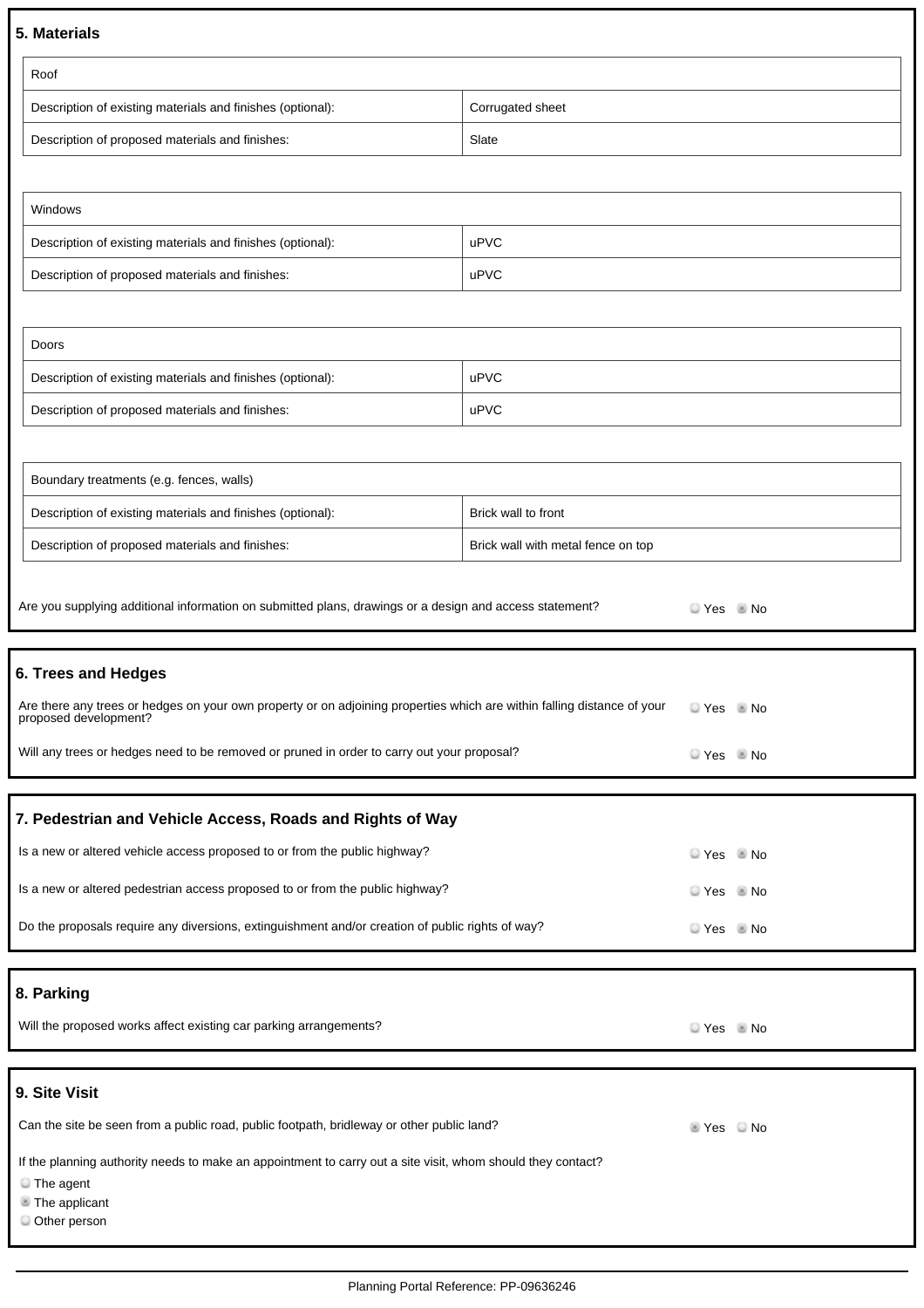## 5. Materials

| Roof | |
|---|---|
| Description of existing materials and finishes (optional): | Corrugated sheet |
| Description of proposed materials and finishes: | Slate |

| Windows | |
|---|---|
| Description of existing materials and finishes (optional): | uPVC |
| Description of proposed materials and finishes: | uPVC |

| Doors | |
|---|---|
| Description of existing materials and finishes (optional): | uPVC |
| Description of proposed materials and finishes: | uPVC |

| Boundary treatments (e.g. fences, walls) | |
|---|---|
| Description of existing materials and finishes (optional): | Brick wall to front |
| Description of proposed materials and finishes: | Brick wall with metal fence on top |

Are you supplying additional information on submitted plans, drawings or a design and access statement? ○ Yes ● No

## 6. Trees and Hedges

Are there any trees or hedges on your own property or on adjoining properties which are within falling distance of your proposed development? ○ Yes ● No

Will any trees or hedges need to be removed or pruned in order to carry out your proposal? ○ Yes ● No

## 7. Pedestrian and Vehicle Access, Roads and Rights of Way

Is a new or altered vehicle access proposed to or from the public highway? ○ Yes ● No

Is a new or altered pedestrian access proposed to or from the public highway? ○ Yes ● No

Do the proposals require any diversions, extinguishment and/or creation of public rights of way? ○ Yes ● No

## 8. Parking

Will the proposed works affect existing car parking arrangements? ○ Yes ● No

## 9. Site Visit

Can the site be seen from a public road, public footpath, bridleway or other public land? ● Yes ○ No

If the planning authority needs to make an appointment to carry out a site visit, whom should they contact?

- ○ The agent
- ● The applicant
- ○ Other person

Planning Portal Reference: PP-09636246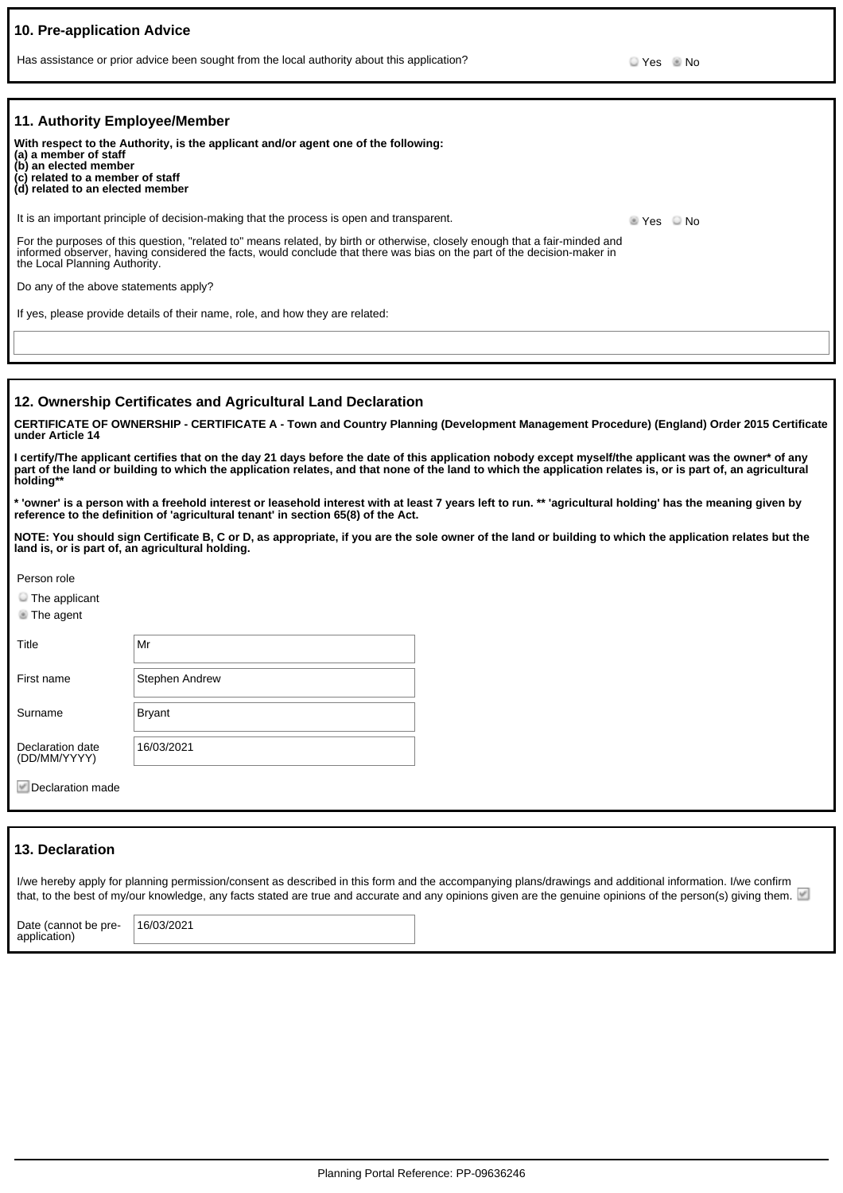## 10. Pre-application Advice

Has assistance or prior advice been sought from the local authority about this application?

○ Yes ◉ No

## 11. Authority Employee/Member

**With respect to the Authority, is the applicant and/or agent one of the following:**
**(a) a member of staff**
**(b) an elected member**
**(c) related to a member of staff**
**(d) related to an elected member**

It is an important principle of decision-making that the process is open and transparent.

◉ Yes ○ No

For the purposes of this question, "related to" means related, by birth or otherwise, closely enough that a fair-minded and informed observer, having considered the facts, would conclude that there was bias on the part of the decision-maker in the Local Planning Authority.

Do any of the above statements apply?

If yes, please provide details of their name, role, and how they are related:

## 12. Ownership Certificates and Agricultural Land Declaration

**CERTIFICATE OF OWNERSHIP - CERTIFICATE A - Town and Country Planning (Development Management Procedure) (England) Order 2015 Certificate under Article 14**

**I certify/The applicant certifies that on the day 21 days before the date of this application nobody except myself/the applicant was the owner* of any part of the land or building to which the application relates, and that none of the land to which the application relates is, or is part of, an agricultural holding****

*** 'owner' is a person with a freehold interest or leasehold interest with at least 7 years left to run. ** 'agricultural holding' has the meaning given by reference to the definition of 'agricultural tenant' in section 65(8) of the Act.**

**NOTE: You should sign Certificate B, C or D, as appropriate, if you are the sole owner of the land or building to which the application relates but the land is, or is part of, an agricultural holding.**

Person role

○ The applicant
◉ The agent

| | |
|---|---|
| Title | Mr |
| First name | Stephen Andrew |
| Surname | Bryant |
| Declaration date (DD/MM/YYYY) | 16/03/2021 |

☑ Declaration made

## 13. Declaration

I/we hereby apply for planning permission/consent as described in this form and the accompanying plans/drawings and additional information. I/we confirm that, to the best of my/our knowledge, any facts stated are true and accurate and any opinions given are the genuine opinions of the person(s) giving them. ☑

| | |
|---|---|
| Date (cannot be pre-application) | 16/03/2021 |

Planning Portal Reference: PP-09636246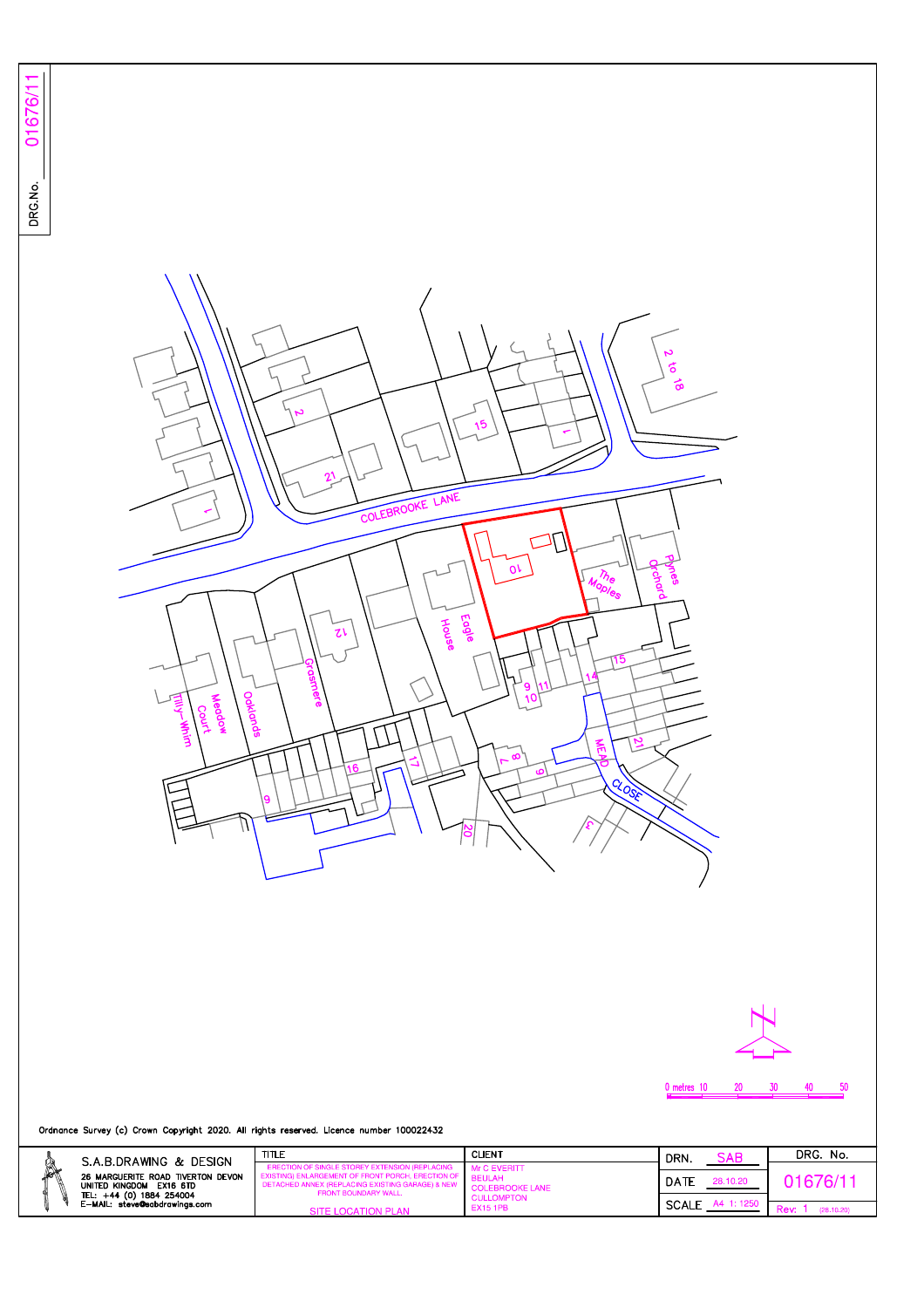DRG.No. 01676/11

COLEBROOKE LANE

MEAD CLOSE

0 metres 10 20 30 40 50

Ordnance Survey (c) Crown Copyright 2020. All rights reserved. Licence number 100022432

| S.A.B.DRAWING & DESIGN<br>26 MARGUERITE ROAD TIVERTON DEVON<br>UNITED KINGDOM EX16 6TD<br>TEL: +44 (0) 1884 254004<br>E-MAIL: steve@sabdrawings.com | TITLE<br>ERECTION OF SINGLE STOREY EXTENSION (REPLACING EXISTING) ENLARGEMENT OF FRONT PORCH, ERECTION OF DETACHED ANNEX (REPLACING EXISTING GARAGE) & NEW FRONT BOUNDARY WALL.<br>SITE LOCATION PLAN | CLIENT<br>Mr C EVERITT<br>BEULAH<br>COLEBROOKE LANE<br>CULLOMPTON<br>EX15 1PB | DRN. SAB<br>DATE 28.10.20<br>SCALE A4 1:1250 | DRG. No.<br>01676/11<br>Rev: 1 (28.10.20) |
|---|---|---|---|---|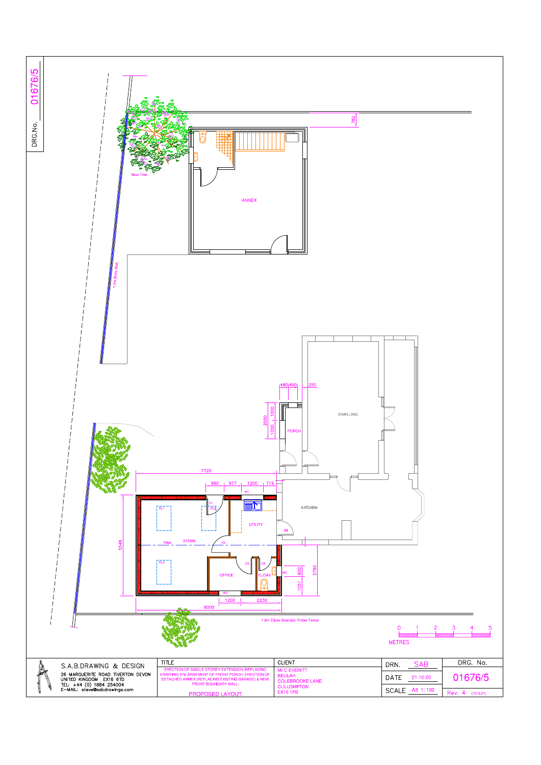DRG.No. 01676/5

New Tree

ANNEX

782

1.0m Brick Wall

DWELLING

PORCH

480 490 250

2000 1000 1000

KITCHEN

7720

980 977 1200 719

W1

RL1 D1 RL2

UTILITY

D5

5548

Ridge STORE D2

RL3 D3 D4

OFFICE CLOAK W3

600 2790

1051

W2

1200 2230

8000

1.8m Close Boarded Timber Fence

0 1 2 3 4 5

METRES

| S.A.B.DRAWING & DESIGN<br>26 MARGUERITE ROAD TIVERTON DEVON<br>UNITED KINGDOM EX16 6TD<br>TEL: +44 (0) 1884 254004<br>E-MAIL: steve@sabdrawings.com | TITLE<br>ERECTION OF SINGLE STOREY EXTENSION (REPLACING EXISTING) ENLARGEMENT OF FRONT PORCH, ERECTION OF DETACHED ANNEX (REPLACING EXISTING GARAGE) & NEW FRONT BOUNDARY WALL<br>PROPOSED LAYOUT | CLIENT<br>Mr C EVERITT<br>BEULAH<br>COLEBROOKE LANE<br>CULLOMPTON<br>EX15 1PB | DRN. SAB<br>DATE 21.10.20<br>SCALE A3 1:100 | DRG. No.<br>01676/5<br>Rev: 4 (12.3.21) |
|---|---|---|---|---|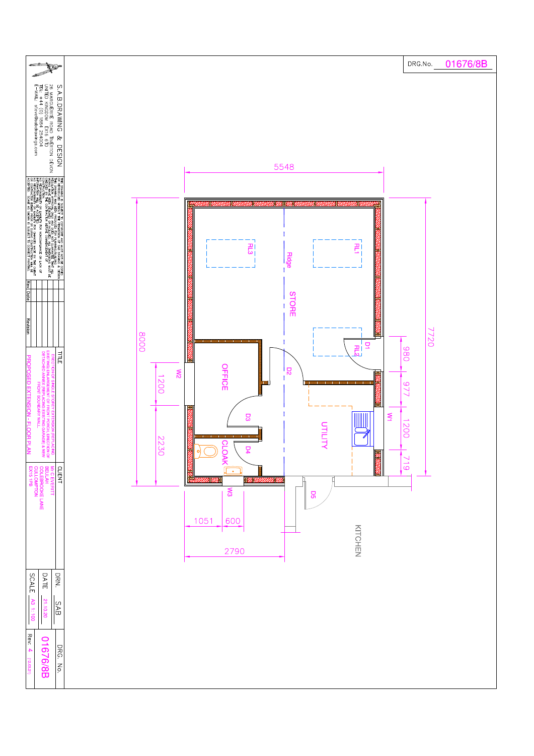DRG.No. 01676/8B

S.A.B.DRAWING & DESIGN

26 MARGUERITE ROAD TIVERTON DEVON
UNITED KINGDOM EX16 6TD
TEL +44 (0) 1884 254004
E-MAIL steve@sabdrawings.com

| Rev | Date | Revision |
|---|---|---|
| | | |

**TITLE**

ERECTION OF SINGLE STOREY EXTENSION (REPLACING EXISTING ENLARGEMENT OF FRONT PORCH), ERECTION OF DETACHED ANNEX REPLACING EXISTING GARAGE & NEW FRONT BOUNDARY WALL.

PROPOSED EXTENSION - FLOOR PLAN

**CLIENT**

Mr C EVERITT
BEULAH
COLEBROOKE LANE
CULLOMPTON
EX15 1PB

DRN. SAB

DATE 21.10.20

SCALE A3 1:100

DRG. No. 01676/8B

Rev: 4

STORE

OFFICE

CLOAK

UTILITY

KITCHEN

Ridge

RL1, RL2, RL3

D1, D2, D3, D4, D5

W1, W2, W3

5548

8000

7720

1200

2230

980

977

1200

719

1051

600

2790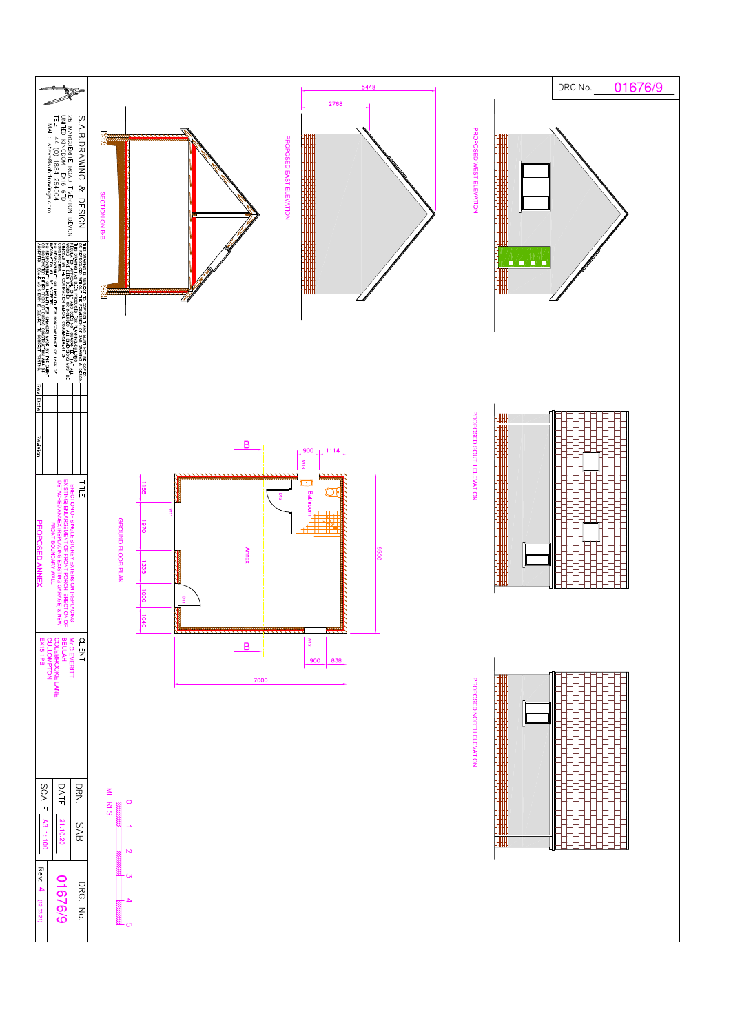DRG.No. 01676/9

PROPOSED EAST ELEVATION

5448

2768

PROPOSED WEST ELEVATION

SECTION ON B-B

PROPOSED SOUTH ELEVATION

PROPOSED NORTH ELEVATION

GROUND FLOOR PLAN

B

B

900 1114

W3

Bathroom

D/2

Annex

W1

D/1

W4

900 838

1155 1970 1335 1000 1040

6500

7000

METRES

0 1 2 3 4 5

S.A.B. DRAWING & DESIGN

26 MARGUERITE ROAD TIVERTON DEVON
UNITED KINGDOM EX16 6TD
TEL +44 (0) 1884 254004
E-MAIL steve@sabdrawings.com

THIS DRAWING IS SUBJECT TO COPYRIGHT AND MUST NOT BE COPIED OR REPRODUCED WITHOUT THE PERMISSION OF SAB DRAWING & DESIGN. PLANNING APPROVAL ONLY AND DOES NOT GUARANTEE THAT ALL WORK WILL BE AS DRAWN. THE CONTRACTOR MUST CHECK ALL DIMENSIONS ON SITE BEFORE COMMENCEMENT OF WORK. NO RESPONSIBILITY WILL BE ACCEPTED FOR NONCOMPLIANCE OR LACK OF INFORMATION. ANY DISCREPANCIES MUST BE REPORTED TO THE DESIGNER BEFORE OR DURING CONSTRUCTION. DO NOT SCALE. SCALE AS SHOWN IS SUBJECT TO CORRECT PRINTING.

| Rev | Date | Revision |
| --- | --- | --- |
| | | |

TITLE

ERECTION OF SINGLE STOREY EXTENSION (REPLACING EXISTING LEAN-TO & CONSERVATORY), ERECTION OF DETACHED ANNEX (REPLACING EXISTING GARAGE) & NEW FRONT BOUNDARY WALL

PROPOSED ANNEX

CLIENT

Mr C EVERITT
BEULAH
COLEBROOKE LANE
CULLOMPTON
EX15 1PB

DRN. SAB

DATE 21.10.20

SCALE A3 1:100

DRG. No. 01676/9

Rev: 4 (12.05.21)